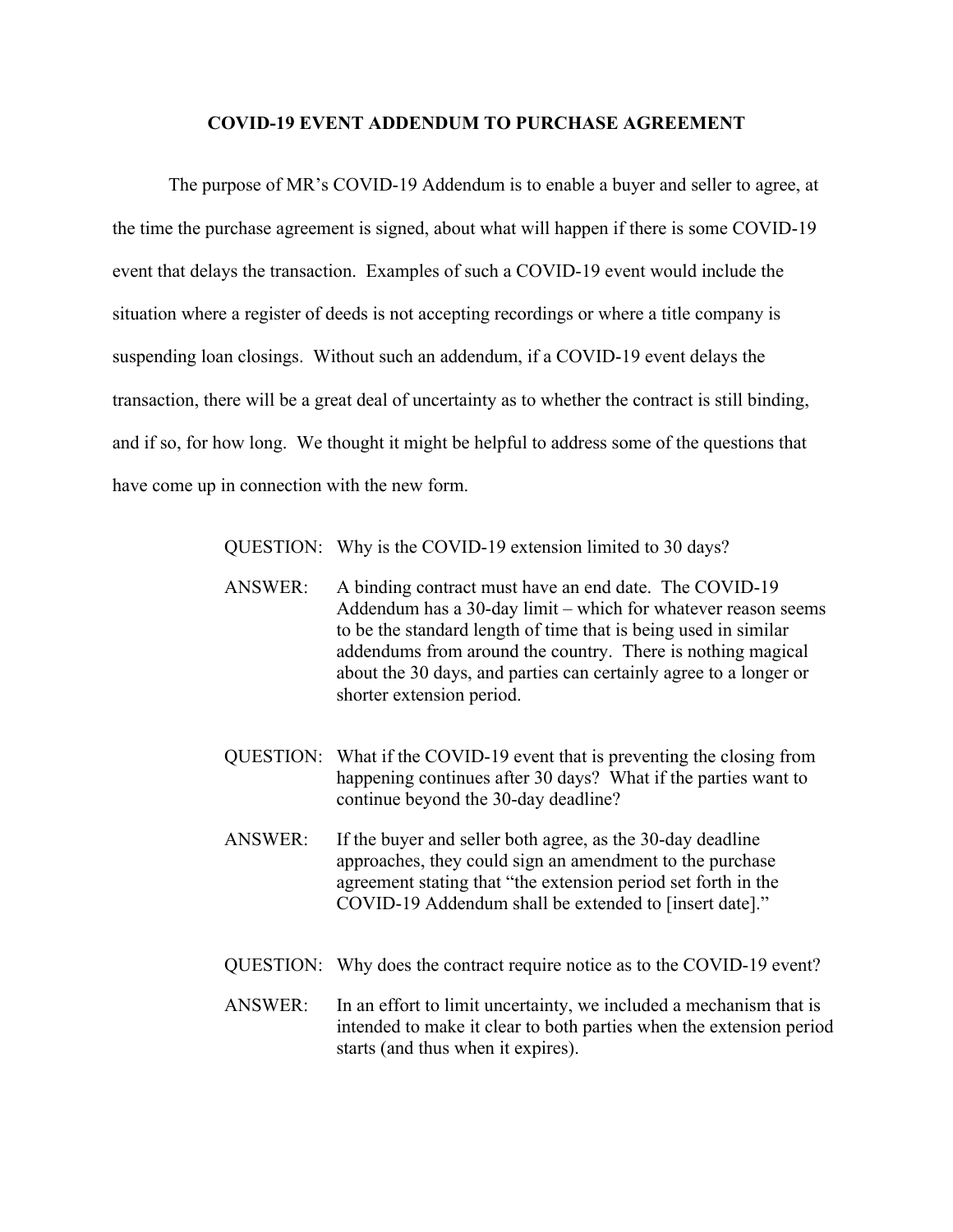# COVID-19 EVENT ADDENDUM TO PURCHASE AGREEMENT

The purpose of MR's COVID-19 Addendum is to enable a buyer and seller to agree, at the time the purchase agreement is signed, about what will happen if there is some COVID-19 event that delays the transaction. Examples of such a COVID-19 event would include the situation where a register of deeds is not accepting recordings or where a title company is suspending loan closings. Without such an addendum, if a COVID-19 event delays the transaction, there will be a great deal of uncertainty as to whether the contract is still binding, and if so, for how long. We thought it might be helpful to address some of the questions that have come up in connection with the new form.

QUESTION: Why is the COVID-19 extension limited to 30 days?

ANSWER: A binding contract must have an end date. The COVID-19 Addendum has a 30-day limit – which for whatever reason seems to be the standard length of time that is being used in similar addendums from around the country. There is nothing magical about the 30 days, and parties can certainly agree to a longer or shorter extension period.

QUESTION: What if the COVID-19 event that is preventing the closing from happening continues after 30 days? What if the parties want to continue beyond the 30-day deadline?

ANSWER: If the buyer and seller both agree, as the 30-day deadline approaches, they could sign an amendment to the purchase agreement stating that "the extension period set forth in the COVID-19 Addendum shall be extended to [insert date]."

QUESTION: Why does the contract require notice as to the COVID-19 event?

ANSWER: In an effort to limit uncertainty, we included a mechanism that is intended to make it clear to both parties when the extension period starts (and thus when it expires).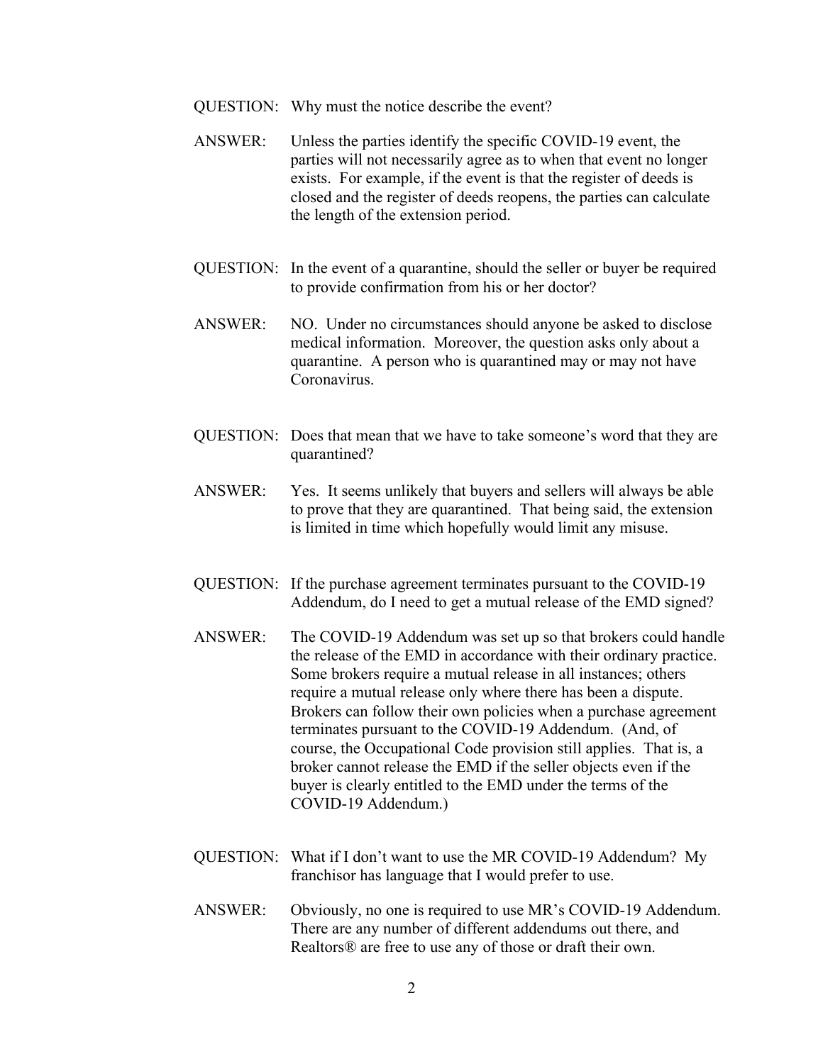QUESTION: Why must the notice describe the event?

ANSWER: Unless the parties identify the specific COVID-19 event, the parties will not necessarily agree as to when that event no longer exists. For example, if the event is that the register of deeds is closed and the register of deeds reopens, the parties can calculate the length of the extension period.

QUESTION: In the event of a quarantine, should the seller or buyer be required to provide confirmation from his or her doctor?

ANSWER: NO. Under no circumstances should anyone be asked to disclose medical information. Moreover, the question asks only about a quarantine. A person who is quarantined may or may not have Coronavirus.

QUESTION: Does that mean that we have to take someone's word that they are quarantined?

ANSWER: Yes. It seems unlikely that buyers and sellers will always be able to prove that they are quarantined. That being said, the extension is limited in time which hopefully would limit any misuse.

QUESTION: If the purchase agreement terminates pursuant to the COVID-19 Addendum, do I need to get a mutual release of the EMD signed?

ANSWER: The COVID-19 Addendum was set up so that brokers could handle the release of the EMD in accordance with their ordinary practice. Some brokers require a mutual release in all instances; others require a mutual release only where there has been a dispute. Brokers can follow their own policies when a purchase agreement terminates pursuant to the COVID-19 Addendum. (And, of course, the Occupational Code provision still applies. That is, a broker cannot release the EMD if the seller objects even if the buyer is clearly entitled to the EMD under the terms of the COVID-19 Addendum.)

QUESTION: What if I don't want to use the MR COVID-19 Addendum? My franchisor has language that I would prefer to use.

ANSWER: Obviously, no one is required to use MR's COVID-19 Addendum. There are any number of different addendums out there, and Realtors® are free to use any of those or draft their own.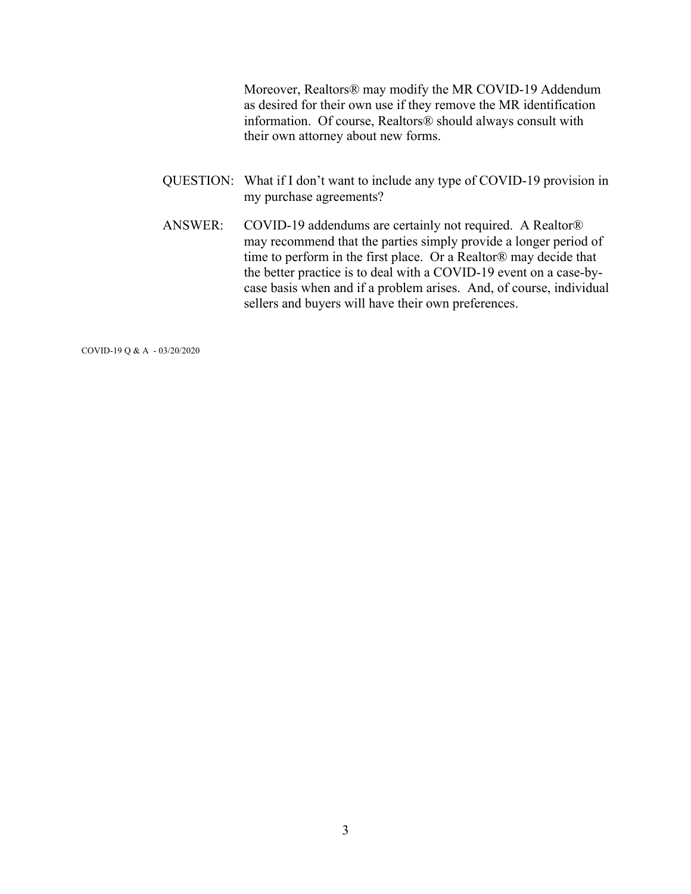Moreover, Realtors® may modify the MR COVID-19 Addendum as desired for their own use if they remove the MR identification information. Of course, Realtors® should always consult with their own attorney about new forms.

QUESTION: What if I don't want to include any type of COVID-19 provision in my purchase agreements?

ANSWER: COVID-19 addendums are certainly not required. A Realtor® may recommend that the parties simply provide a longer period of time to perform in the first place. Or a Realtor® may decide that the better practice is to deal with a COVID-19 event on a case-by-case basis when and if a problem arises. And, of course, individual sellers and buyers will have their own preferences.

COVID-19 Q & A - 03/20/2020